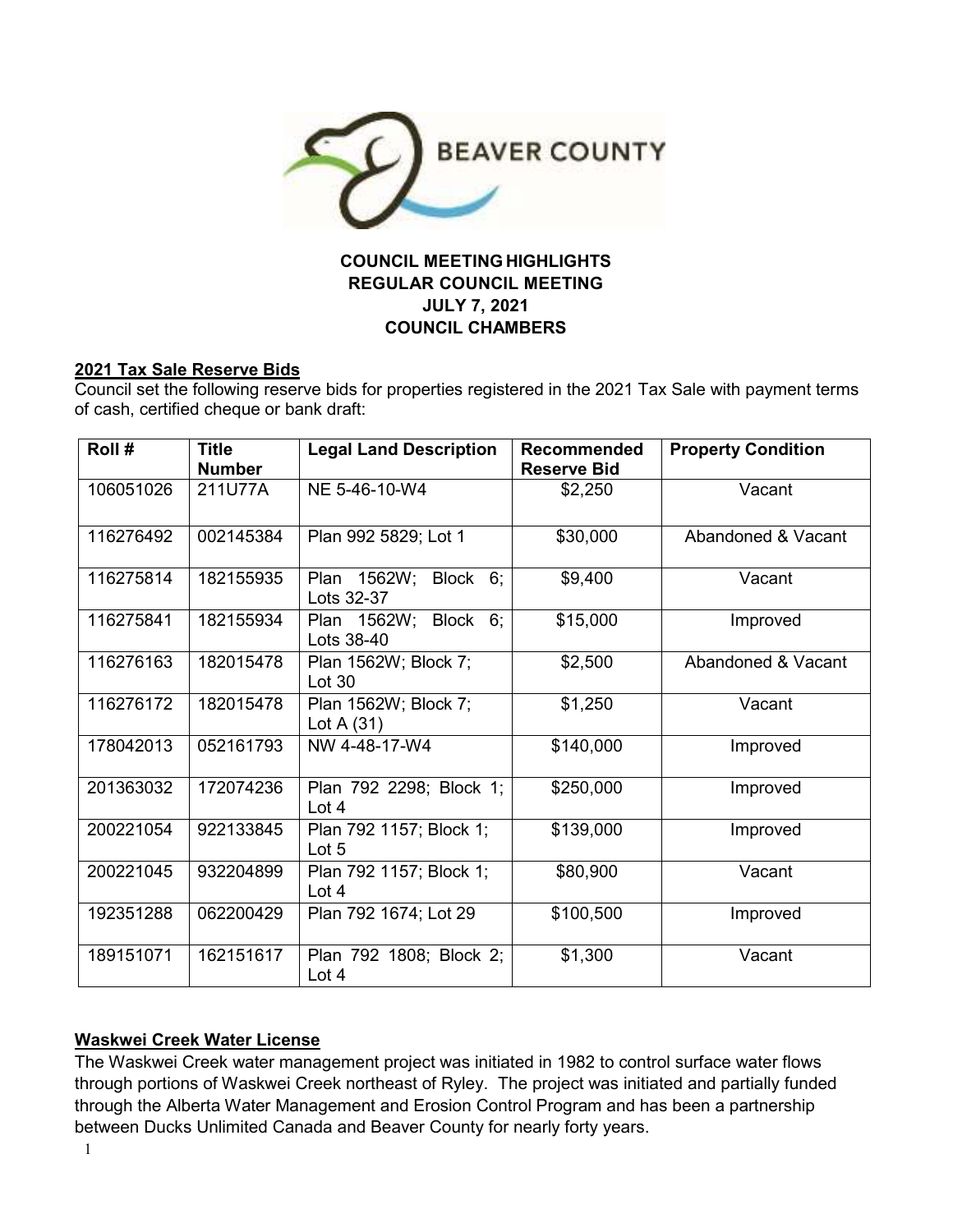BEAVER COUNTY

**COUNCIL MEETING HIGHLIGHTS**
**REGULAR COUNCIL MEETING**
**JULY 7, 2021**
**COUNCIL CHAMBERS**

## 2021 Tax Sale Reserve Bids

Council set the following reserve bids for properties registered in the 2021 Tax Sale with payment terms of cash, certified cheque or bank draft:

| Roll # | Title Number | Legal Land Description | Recommended Reserve Bid | Property Condition |
|---|---|---|---|---|
| 106051026 | 211U77A | NE 5-46-10-W4 | $2,250 | Vacant |
| 116276492 | 002145384 | Plan 992 5829; Lot 1 | $30,000 | Abandoned & Vacant |
| 116275814 | 182155935 | Plan 1562W; Block 6; Lots 32-37 | $9,400 | Vacant |
| 116275841 | 182155934 | Plan 1562W; Block 6; Lots 38-40 | $15,000 | Improved |
| 116276163 | 182015478 | Plan 1562W; Block 7; Lot 30 | $2,500 | Abandoned & Vacant |
| 116276172 | 182015478 | Plan 1562W; Block 7; Lot A (31) | $1,250 | Vacant |
| 178042013 | 052161793 | NW 4-48-17-W4 | $140,000 | Improved |
| 201363032 | 172074236 | Plan 792 2298; Block 1; Lot 4 | $250,000 | Improved |
| 200221054 | 922133845 | Plan 792 1157; Block 1; Lot 5 | $139,000 | Improved |
| 200221045 | 932204899 | Plan 792 1157; Block 1; Lot 4 | $80,900 | Vacant |
| 192351288 | 062200429 | Plan 792 1674; Lot 29 | $100,500 | Improved |
| 189151071 | 162151617 | Plan 792 1808; Block 2; Lot 4 | $1,300 | Vacant |

## Waskwei Creek Water License

The Waskwei Creek water management project was initiated in 1982 to control surface water flows through portions of Waskwei Creek northeast of Ryley. The project was initiated and partially funded through the Alberta Water Management and Erosion Control Program and has been a partnership between Ducks Unlimited Canada and Beaver County for nearly forty years.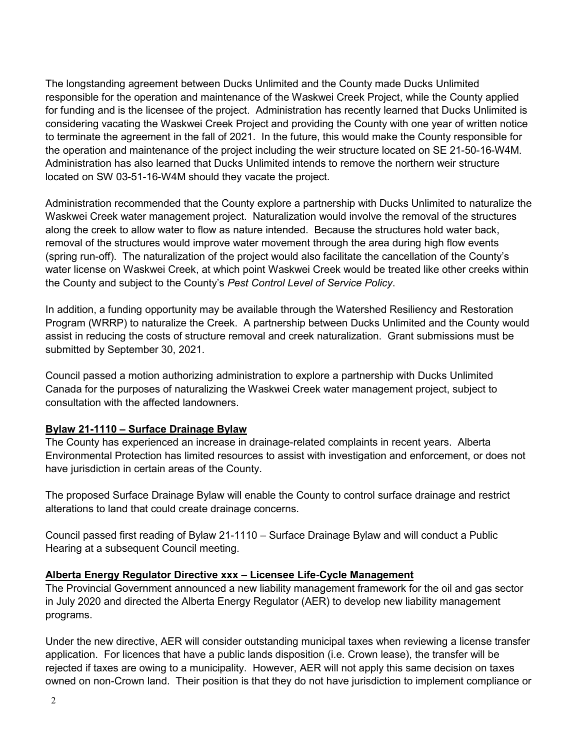The longstanding agreement between Ducks Unlimited and the County made Ducks Unlimited responsible for the operation and maintenance of the Waskwei Creek Project, while the County applied for funding and is the licensee of the project. Administration has recently learned that Ducks Unlimited is considering vacating the Waskwei Creek Project and providing the County with one year of written notice to terminate the agreement in the fall of 2021. In the future, this would make the County responsible for the operation and maintenance of the project including the weir structure located on SE 21-50-16-W4M. Administration has also learned that Ducks Unlimited intends to remove the northern weir structure located on SW 03-51-16-W4M should they vacate the project.

Administration recommended that the County explore a partnership with Ducks Unlimited to naturalize the Waskwei Creek water management project. Naturalization would involve the removal of the structures along the creek to allow water to flow as nature intended. Because the structures hold water back, removal of the structures would improve water movement through the area during high flow events (spring run-off). The naturalization of the project would also facilitate the cancellation of the County's water license on Waskwei Creek, at which point Waskwei Creek would be treated like other creeks within the County and subject to the County's *Pest Control Level of Service Policy*.

In addition, a funding opportunity may be available through the Watershed Resiliency and Restoration Program (WRRP) to naturalize the Creek. A partnership between Ducks Unlimited and the County would assist in reducing the costs of structure removal and creek naturalization. Grant submissions must be submitted by September 30, 2021.

Council passed a motion authorizing administration to explore a partnership with Ducks Unlimited Canada for the purposes of naturalizing the Waskwei Creek water management project, subject to consultation with the affected landowners.

**Bylaw 21-1110 – Surface Drainage Bylaw**

The County has experienced an increase in drainage-related complaints in recent years. Alberta Environmental Protection has limited resources to assist with investigation and enforcement, or does not have jurisdiction in certain areas of the County.

The proposed Surface Drainage Bylaw will enable the County to control surface drainage and restrict alterations to land that could create drainage concerns.

Council passed first reading of Bylaw 21-1110 – Surface Drainage Bylaw and will conduct a Public Hearing at a subsequent Council meeting.

**Alberta Energy Regulator Directive xxx – Licensee Life-Cycle Management**

The Provincial Government announced a new liability management framework for the oil and gas sector in July 2020 and directed the Alberta Energy Regulator (AER) to develop new liability management programs.

Under the new directive, AER will consider outstanding municipal taxes when reviewing a license transfer application. For licences that have a public lands disposition (i.e. Crown lease), the transfer will be rejected if taxes are owing to a municipality. However, AER will not apply this same decision on taxes owned on non-Crown land. Their position is that they do not have jurisdiction to implement compliance or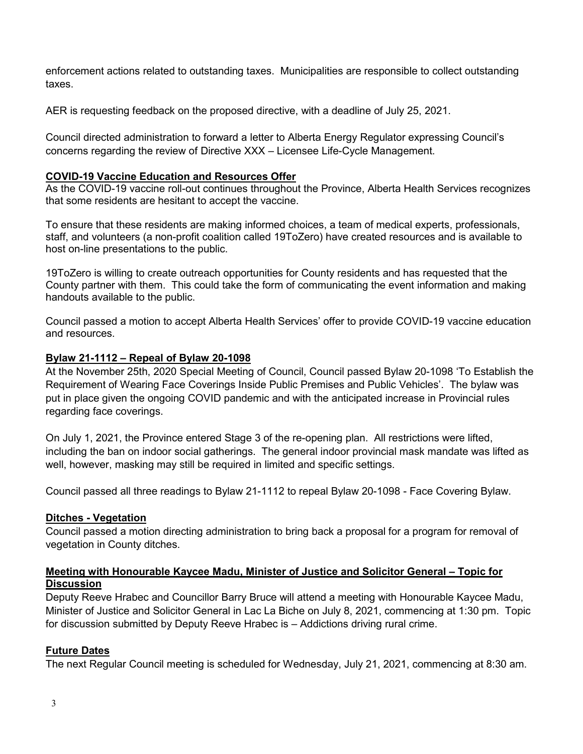enforcement actions related to outstanding taxes. Municipalities are responsible to collect outstanding taxes.

AER is requesting feedback on the proposed directive, with a deadline of July 25, 2021.

Council directed administration to forward a letter to Alberta Energy Regulator expressing Council's concerns regarding the review of Directive XXX – Licensee Life-Cycle Management.

**COVID-19 Vaccine Education and Resources Offer**

As the COVID-19 vaccine roll-out continues throughout the Province, Alberta Health Services recognizes that some residents are hesitant to accept the vaccine.

To ensure that these residents are making informed choices, a team of medical experts, professionals, staff, and volunteers (a non-profit coalition called 19ToZero) have created resources and is available to host on-line presentations to the public.

19ToZero is willing to create outreach opportunities for County residents and has requested that the County partner with them. This could take the form of communicating the event information and making handouts available to the public.

Council passed a motion to accept Alberta Health Services' offer to provide COVID-19 vaccine education and resources.

**Bylaw 21-1112 – Repeal of Bylaw 20-1098**

At the November 25th, 2020 Special Meeting of Council, Council passed Bylaw 20-1098 'To Establish the Requirement of Wearing Face Coverings Inside Public Premises and Public Vehicles'. The bylaw was put in place given the ongoing COVID pandemic and with the anticipated increase in Provincial rules regarding face coverings.

On July 1, 2021, the Province entered Stage 3 of the re-opening plan. All restrictions were lifted, including the ban on indoor social gatherings. The general indoor provincial mask mandate was lifted as well, however, masking may still be required in limited and specific settings.

Council passed all three readings to Bylaw 21-1112 to repeal Bylaw 20-1098 - Face Covering Bylaw.

**Ditches - Vegetation**

Council passed a motion directing administration to bring back a proposal for a program for removal of vegetation in County ditches.

**Meeting with Honourable Kaycee Madu, Minister of Justice and Solicitor General – Topic for Discussion**

Deputy Reeve Hrabec and Councillor Barry Bruce will attend a meeting with Honourable Kaycee Madu, Minister of Justice and Solicitor General in Lac La Biche on July 8, 2021, commencing at 1:30 pm. Topic for discussion submitted by Deputy Reeve Hrabec is – Addictions driving rural crime.

**Future Dates**

The next Regular Council meeting is scheduled for Wednesday, July 21, 2021, commencing at 8:30 am.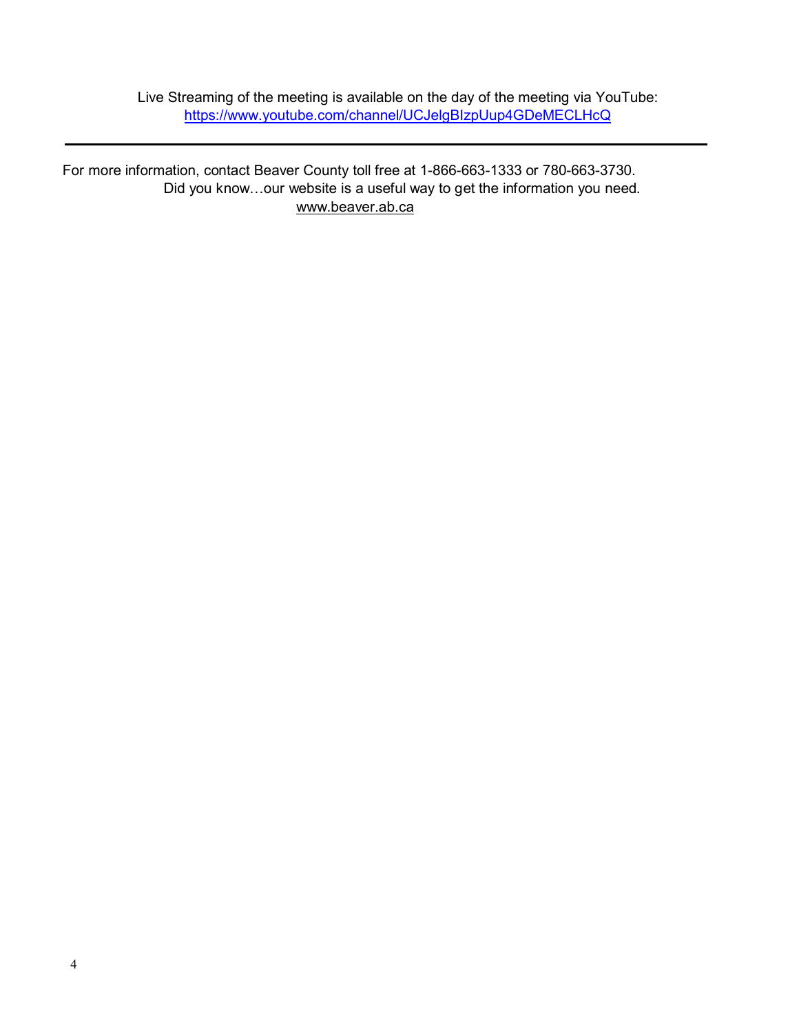Live Streaming of the meeting is available on the day of the meeting via YouTube:
https://www.youtube.com/channel/UCJelgBIzpUup4GDeMECLHcQ

---

For more information, contact Beaver County toll free at 1-866-663-1333 or 780-663-3730.
Did you know…our website is a useful way to get the information you need.
www.beaver.ab.ca